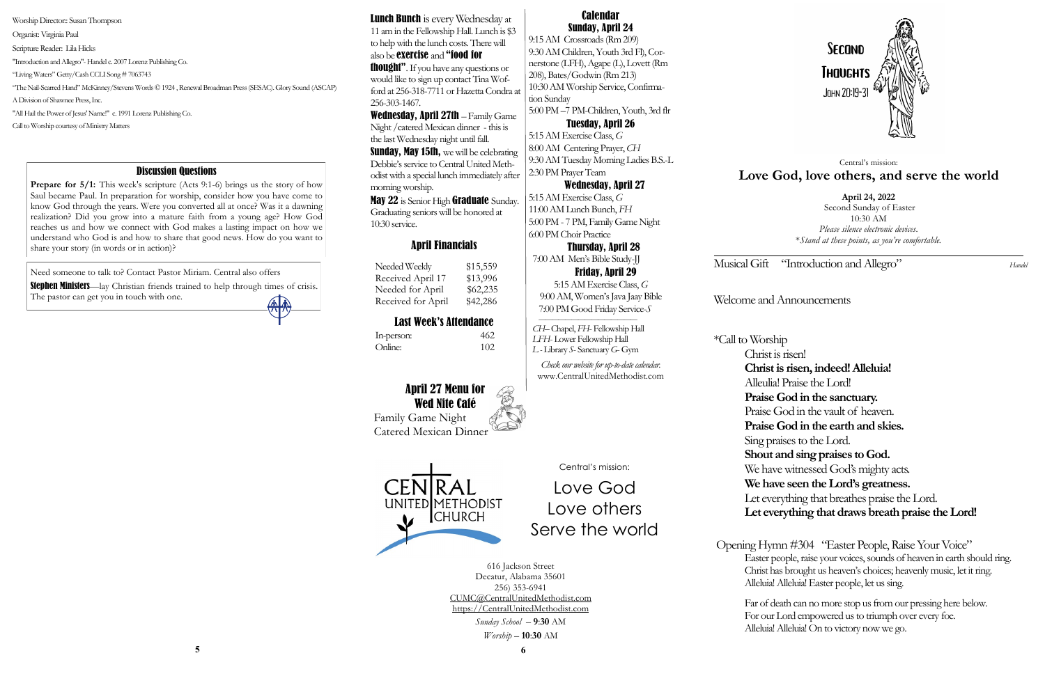Worship Director: Susan Thompson

Organist: Virginia Paul

Scripture Reader: Lila Hicks

"Introduction and Allegro"- Handel c. 2007 Lorenz Publishing Co.

"Living Waters" Getty/Cash CCLI Song # 7063743

"The Nail-Scarred Hand" McKinney/Stevens Words © 1924 , Renewal Broadman Press (SESAC). Glory Sound (ASCAP) A Division of Shawnee Press, Inc.

"All Hail the Power of Jesus' Name!" c. 1991 Lorenz Publishing Co.

Call to Worship courtesy of Ministry Matters

## Discussion Questions

**Prepare for 5/1:** This week's scripture (Acts 9:1-6) brings us the story of how Saul became Paul. In preparation for worship, consider how you have come to know God through the years. Were you converted all at once? Was it a dawning realization? Did you grow into a mature faith from a young age? How God reaches us and how we connect with God makes a lasting impact on how we understand who God is and how to share that good news. How do you want to share your story (in words or in action)?

Need someone to talk to? Contact Pastor Miriam. Central also offers **Stephen Ministers**—lay Christian friends trained to help through times of crisis. The pastor can get you in touch with one.

**Lunch Bunch** is every Wednesday at 11 am in the Fellowship Hall. Lunch is $3 to help with the lunch costs. There will also be **exercise** and **"food for thought"**. If you have any questions or would like to sign up contact Tina Wofford at 256-318-7711 or Hazetta Condra at 256-303-1467.

**Wednesday, April 27th** – Family Game Night /catered Mexican dinner - this is the last Wednesday night until fall.

**Sunday, May 15th,** we will be celebrating Debbie's service to Central United Methodist with a special lunch immediately after morning worship.

**May 22** is Senior High **Graduate** Sunday. Graduating seniors will be honored at 10:30 service.

## April Financials

| | |
|---|---|
| Needed Weekly | $15,559 |
| Received April 17 | $13,996 |
| Needed for April | $62,235 |
| Received for April | $42,286 |

## Last Week's Attendance

| | |
|---|---|
| In-person: | 462 |
| Online: | 102 |

## April 27 Menu for Wed Nite Café

Family Game Night

Catered Mexican Dinner

## Calendar

### Sunday, April 24

9:15 AM Crossroads (Rm 209)

9:30 AM Children, Youth 3rd Fl), Cornerstone (LFH), Agape (L), Lovett (Rm 208), Bates/Godwin (Rm 213)

10:30 AM Worship Service, Confirmation Sunday

5:00 PM –7 PM-Children, Youth, 3rd flr

### Tuesday, April 26

5:15 AM Exercise Class, *G*

8:00 AM Centering Prayer, *CH*

9:30 AM Tuesday Morning Ladies B.S.-L

2:30 PM Prayer Team

### Wednesday, April 27

5:15 AM Exercise Class, *G*

11:00 AM Lunch Bunch, *FH*

5:00 PM - 7 PM, Family Game Night

6:00 PM Choir Practice

### Thursday, April 28

7:00 AM Men's Bible Study-JJ

### Friday, April 29

5:15 AM Exercise Class, *G*

9:00 AM, Women's Java Jaay Bible

7:00 PM Good Friday Service-*S*

*CH*– Chapel, *FH*- Fellowship Hall

*LFH*- Lower Fellowship Hall

*L* - Library *S*- Sanctuary *G*- Gym

*Check our website for up-to-date calendar.* www.CentralUnitedMethodist.com

CENTRAL UNITED METHODIST CHURCH

Central's mission:

Love God
Love others
Serve the world

616 Jackson Street
Decatur, Alabama 35601
256) 353-6941
CUMC@CentralUnitedMethodist.com
https://CentralUnitedMethodist.com

*Sunday School* – **9:30** AM

*Worship* – **10:30** AM

# Second Thoughts

John 20:19-31

Central's mission:

## Love God, love others, and serve the world

**April 24, 2022**

Second Sunday of Easter

10:30 AM

*Please silence electronic devices.*

**Stand at these points, as you're comfortable.*

Musical Gift "Introduction and Allegro" *Handel*

Welcome and Announcements

*Call to Worship

Christ is risen!
**Christ is risen, indeed! Alleluia!**
Alleulia! Praise the Lord!
**Praise God in the sanctuary.**
Praise God in the vault of heaven.
**Praise God in the earth and skies.**
Sing praises to the Lord.
**Shout and sing praises to God.**
We have witnessed God's mighty acts.
**We have seen the Lord's greatness.**
Let everything that breathes praise the Lord.
**Let everything that draws breath praise the Lord!**

Opening Hymn #304 "Easter People, Raise Your Voice"

Easter people, raise your voices, sounds of heaven in earth should ring.
Christ has brought us heaven's choices; heavenly music, let it ring.
Alleluia! Alleluia! Easter people, let us sing.

Far of death can no more stop us from our pressing here below.
For our Lord empowered us to triumph over every foe.
Alleluia! Alleluia! On to victory now we go.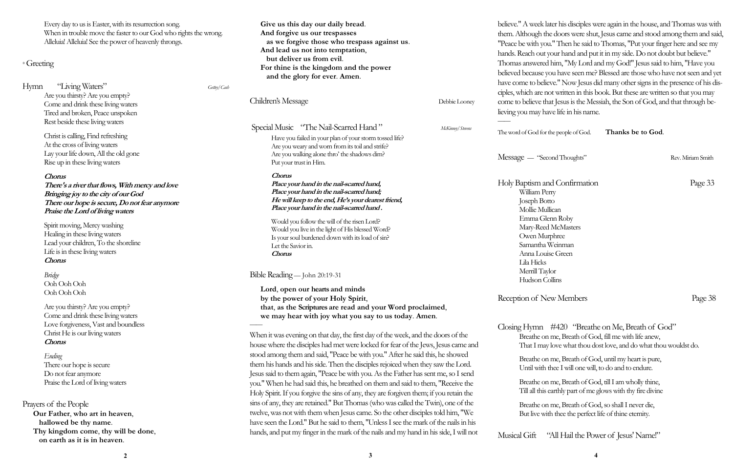Every day to us is Easter, with its resurrection song.
When in trouble move the faster to our God who rights the wrong.
Alleluia! Alleluia! See the power of heavenly throngs.

* Greeting

Hymn "Living Waters" *Getty/Cash*

Are you thirsty? Are you empty?
Come and drink these living waters
Tired and broken, Peace unspoken
Rest beside these living waters

Christ is calling, Find refreshing
At the cross of living waters
Lay your life down, All the old gone
Rise up in these living waters

***Chorus***
***There's a river that flows, With mercy and love***
***Bringing joy to the city of our God***
***There our hope is secure, Do not fear anymore***
***Praise the Lord of living waters***

Spirit moving, Mercy washing
Healing in these living waters
Lead your children, To the shoreline
Life is in these living waters
***Chorus***

*Bridge*
Ooh Ooh Ooh
Ooh Ooh Ooh

Are you thirsty? Are you empty?
Come and drink these living waters
Love forgiveness, Vast and boundless
Christ He is our living waters
***Chorus***

*Ending*
There our hope is secure
Do not fear anymore
Praise the Lord of living waters

Prayers of the People

**Our Father, who art in heaven,**
**hallowed be thy name.**
**Thy kingdom come, thy will be done,**
**on earth as it is in heaven.**
**Give us this day our daily bread.**
**And forgive us our trespasses**
**as we forgive those who trespass against us.**
**And lead us not into temptation,**
**but deliver us from evil.**
**For thine is the kingdom and the power**
**and the glory for ever. Amen.**

Children's Message — Debbie Looney

Special Music "The Nail-Scarred Hand" *McKinney/Stevens*

Have you failed in your plan of your storm tossed life?
Are you weary and worn from its toil and strife?
Are you walking alone thro' the shadows dim?
Put your trust in Him.

***Chorus***
***Place your hand in the nail-scarred hand,***
***Place your hand in the nail-scarred hand;***
***He will keep to the end, He's your dearest friend,***
***Place your hand in the nail-scarred hand.***

Would you follow the will of the risen Lord?
Would you live in the light of His blessed Word?
Is your soul burdened down with its load of sin?
Let the Savior in.
***Chorus***

Bible Reading — John 20:19-31

**Lord, open our hearts and minds**
**by the power of your Holy Spirit,**
**that, as the Scriptures are read and your Word proclaimed,**
**we may hear with joy what you say to us today. Amen.**

When it was evening on that day, the first day of the week, and the doors of the house where the disciples had met were locked for fear of the Jews, Jesus came and stood among them and said, "Peace be with you." After he said this, he showed them his hands and his side. Then the disciples rejoiced when they saw the Lord. Jesus said to them again, "Peace be with you. As the Father has sent me, so I send you." When he had said this, he breathed on them and said to them, "Receive the Holy Spirit. If you forgive the sins of any, they are forgiven them; if you retain the sins of any, they are retained." But Thomas (who was called the Twin), one of the twelve, was not with them when Jesus came. So the other disciples told him, "We have seen the Lord." But he said to them, "Unless I see the mark of the nails in his hands, and put my finger in the mark of the nails and my hand in his side, I will not believe." A week later his disciples were again in the house, and Thomas was with them. Although the doors were shut, Jesus came and stood among them and said, "Peace be with you." Then he said to Thomas, "Put your finger here and see my hands. Reach out your hand and put it in my side. Do not doubt but believe." Thomas answered him, "My Lord and my God!" Jesus said to him, "Have you believed because you have seen me? Blessed are those who have not seen and yet have come to believe." Now Jesus did many other signs in the presence of his disciples, which are not written in this book. But these are written so that you may come to believe that Jesus is the Messiah, the Son of God, and that through believing you may have life in his name.

The word of God for the people of God. **Thanks be to God.**

Message — "Second Thoughts" — Rev. Miriam Smith

Holy Baptism and Confirmation — Page 33

William Perry
Joseph Botto
Mollie Mullican
Emma Glenn Roby
Mary-Reed McMasters
Owen Murphree
Samantha Weinman
Anna Louise Green
Lila Hicks
Merrill Taylor
Hudson Collins

Reception of New Members — Page 38

Closing Hymn #420 "Breathe on Me, Breath of God"

Breathe on me, Breath of God, fill me with life anew,
That I may love what thou dost love, and do what thou wouldst do.

Breathe on me, Breath of God, until my heart is pure,
Until with thee I will one will, to do and to endure.

Breathe on me, Breath of God, till I am wholly thine,
Till all this earthly part of me glows with thy fire divine

Breathe on me, Breath of God, so shall I never die,
But live with thee the perfect life of thine eternity.

Musical Gift "All Hail the Power of Jesus' Name!"